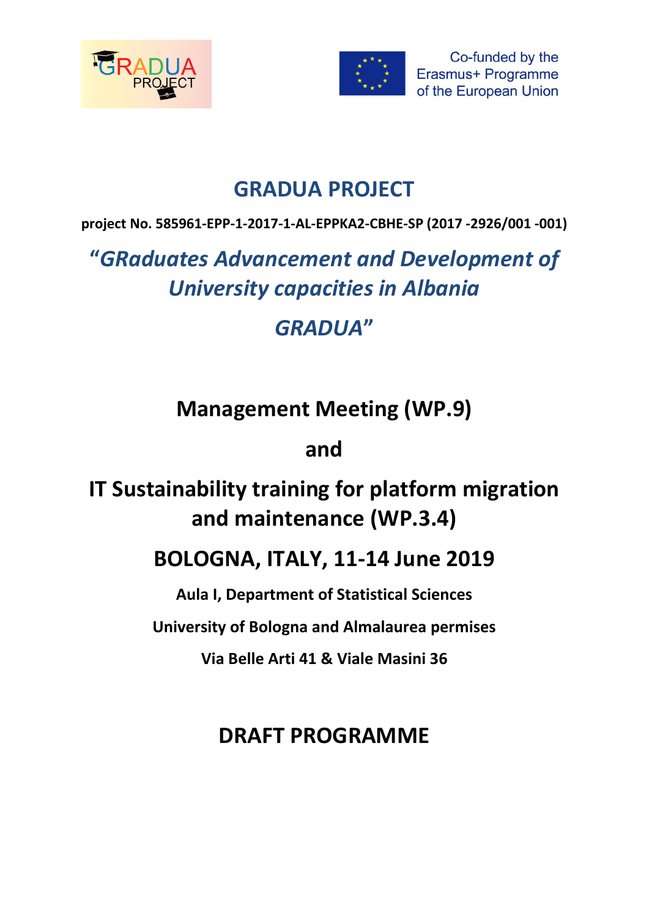# GRADUA PROJECT

**project No. 585961-EPP-1-2017-1-AL-EPPKA2-CBHE-SP (2017 -2926/001 -001)**

***"GRaduates Advancement and Development of University capacities in Albania***

***GRADUA"***

## Management Meeting (WP.9)

## and

## IT Sustainability training for platform migration and maintenance (WP.3.4)

## BOLOGNA, ITALY, 11-14 June 2019

**Aula I, Department of Statistical Sciences**

**University of Bologna and Almalaurea permises**

**Via Belle Arti 41 & Viale Masini 36**

## DRAFT PROGRAMME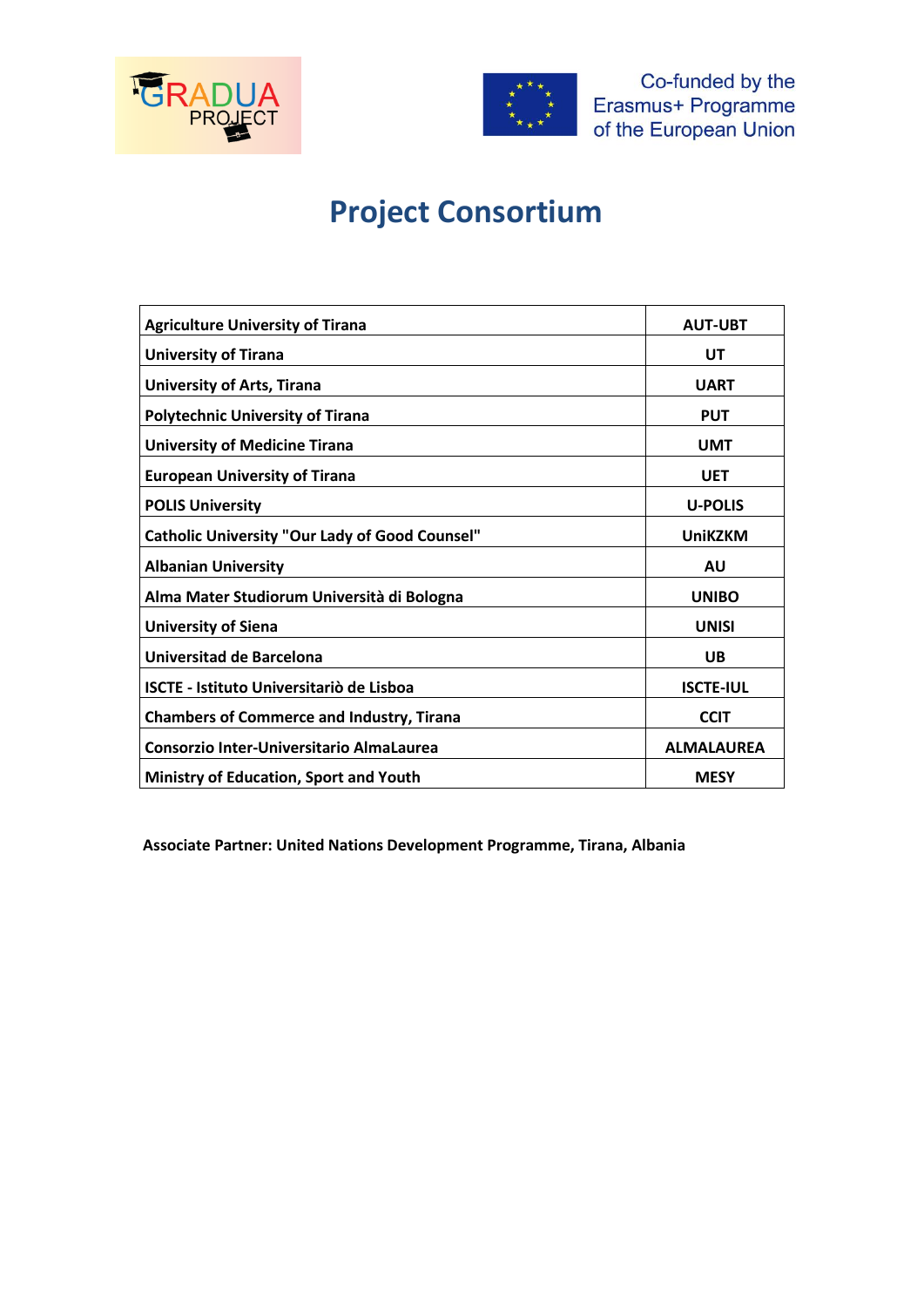Co-funded by the Erasmus+ Programme of the European Union

# Project Consortium

| Agriculture University of Tirana | AUT-UBT |
|---|---|
| University of Tirana | UT |
| University of Arts, Tirana | UART |
| Polytechnic University of Tirana | PUT |
| University of Medicine Tirana | UMT |
| European University of Tirana | UET |
| POLIS University | U-POLIS |
| Catholic University "Our Lady of Good Counsel" | UniKZKM |
| Albanian University | AU |
| Alma Mater Studiorum Università di Bologna | UNIBO |
| University of Siena | UNISI |
| Universitad de Barcelona | UB |
| ISCTE - Istituto Universitariò de Lisboa | ISCTE-IUL |
| Chambers of Commerce and Industry, Tirana | CCIT |
| Consorzio Inter-Universitario AlmaLaurea | ALMALAUREA |
| Ministry of Education, Sport and Youth | MESY |

**Associate Partner: United Nations Development Programme, Tirana, Albania**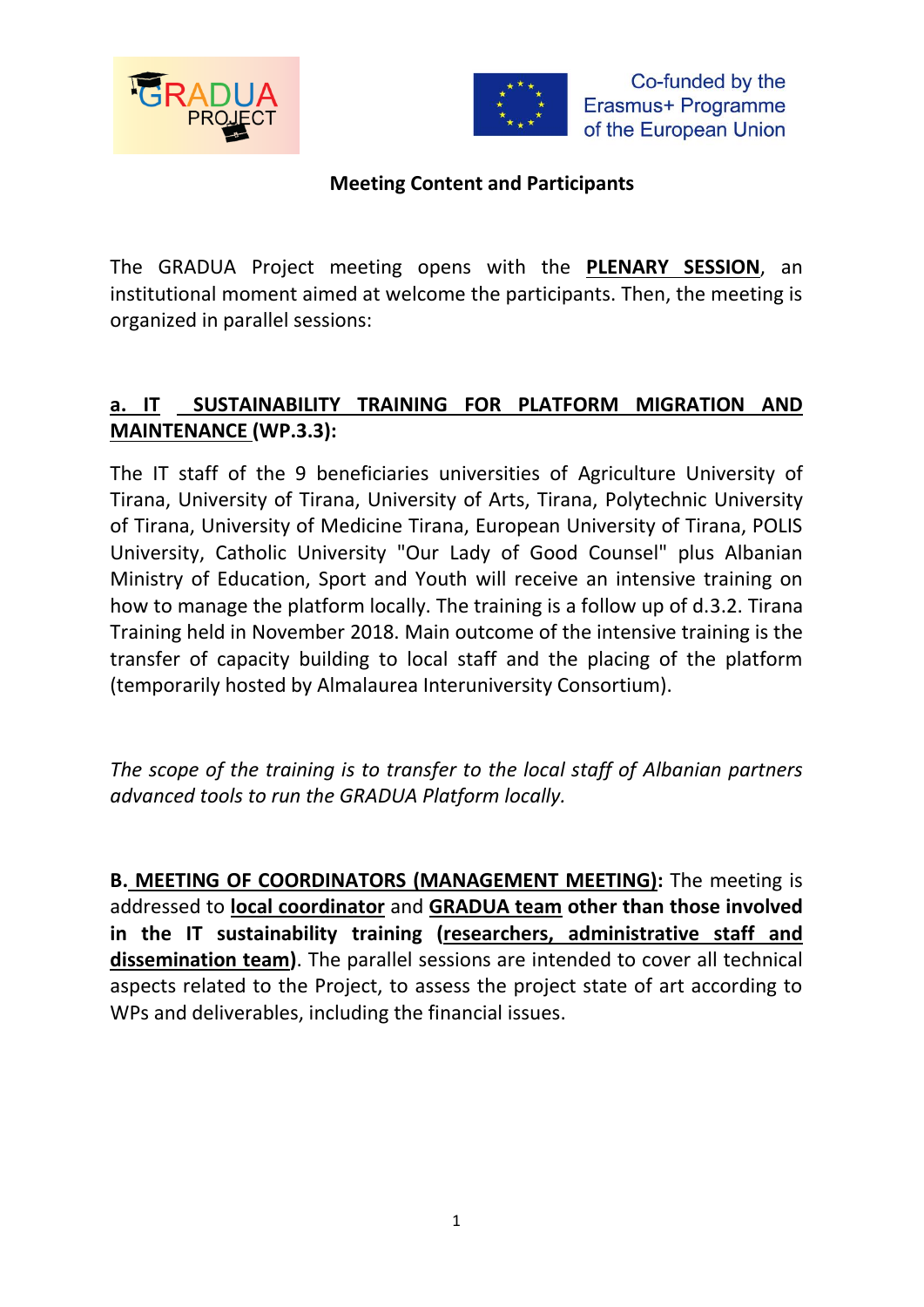Co-funded by the Erasmus+ Programme of the European Union

**Meeting Content and Participants**

The GRADUA Project meeting opens with the **PLENARY SESSION**, an institutional moment aimed at welcome the participants. Then, the meeting is organized in parallel sessions:

**a. IT SUSTAINABILITY TRAINING FOR PLATFORM MIGRATION AND MAINTENANCE (WP.3.3):**

The IT staff of the 9 beneficiaries universities of Agriculture University of Tirana, University of Tirana, University of Arts, Tirana, Polytechnic University of Tirana, University of Medicine Tirana, European University of Tirana, POLIS University, Catholic University "Our Lady of Good Counsel" plus Albanian Ministry of Education, Sport and Youth will receive an intensive training on how to manage the platform locally. The training is a follow up of d.3.2. Tirana Training held in November 2018. Main outcome of the intensive training is the transfer of capacity building to local staff and the placing of the platform (temporarily hosted by Almalaurea Interuniversity Consortium).

*The scope of the training is to transfer to the local staff of Albanian partners advanced tools to run the GRADUA Platform locally.*

**B. MEETING OF COORDINATORS (MANAGEMENT MEETING):** The meeting is addressed to **local coordinator** and **GRADUA team other than those involved in the IT sustainability training (researchers, administrative staff and dissemination team)**. The parallel sessions are intended to cover all technical aspects related to the Project, to assess the project state of art according to WPs and deliverables, including the financial issues.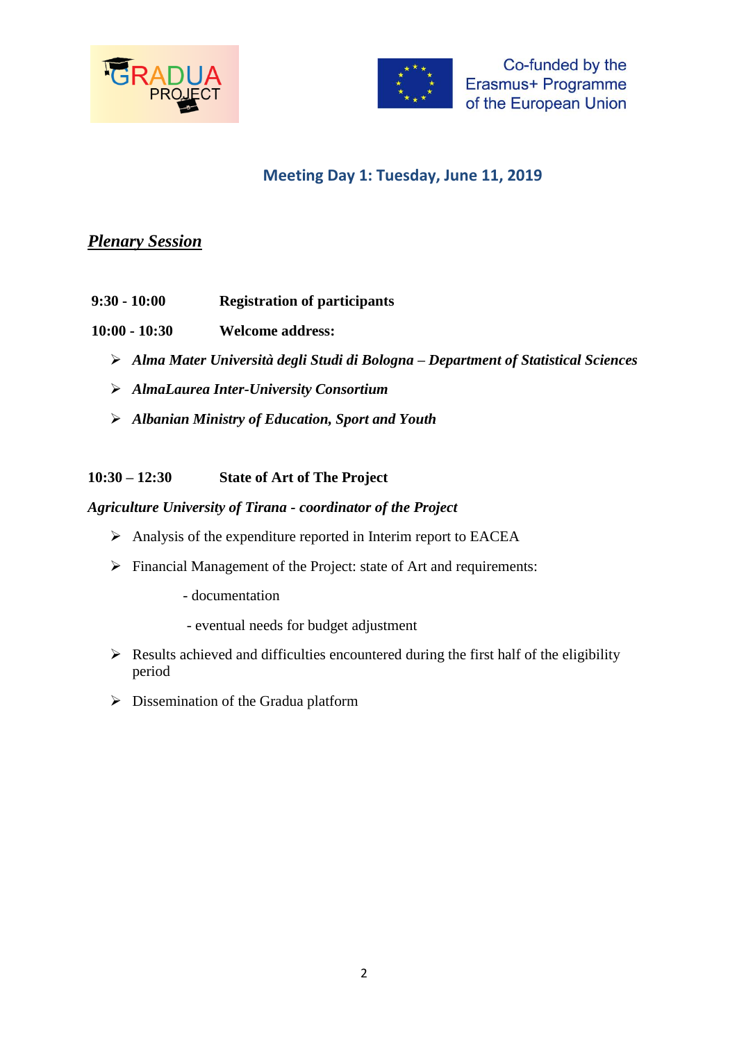## Meeting Day 1: Tuesday, June 11, 2019

***Plenary Session***

**9:30 - 10:00** **Registration of participants**

**10:00 - 10:30** **Welcome address:**

- ***Alma Mater Università degli Studi di Bologna – Department of Statistical Sciences***
- ***AlmaLaurea Inter-University Consortium***
- ***Albanian Ministry of Education, Sport and Youth***

**10:30 – 12:30** **State of Art of The Project**

***Agriculture University of Tirana - coordinator of the Project***

- Analysis of the expenditure reported in Interim report to EACEA
- Financial Management of the Project: state of Art and requirements:
  - documentation
  - eventual needs for budget adjustment
- Results achieved and difficulties encountered during the first half of the eligibility period
- Dissemination of the Gradua platform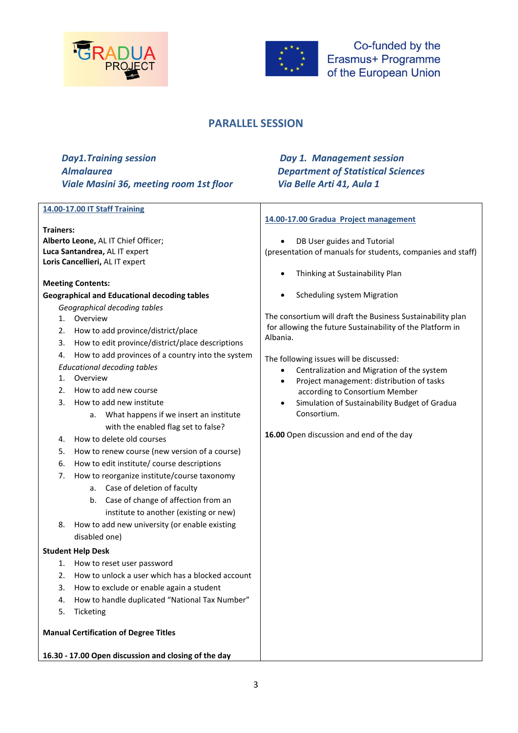## PARALLEL SESSION

***Day1.Training session***
***Almalaurea***
***Viale Masini 36, meeting room 1st floor***

**14.00-17.00 IT Staff Training**

**Trainers:**
**Alberto Leone,** AL IT Chief Officer;
**Luca Santandrea,** AL IT expert
**Loris Cancellieri,** AL IT expert

**Meeting Contents:**
**Geographical and Educational decoding tables**

*Geographical decoding tables*

1. Overview
2. How to add province/district/place
3. How to edit province/district/place descriptions
4. How to add provinces of a country into the system

*Educational decoding tables*

1. Overview
2. How to add new course
3. How to add new institute
   a. What happens if we insert an institute with the enabled flag set to false?
4. How to delete old courses
5. How to renew course (new version of a course)
6. How to edit institute/ course descriptions
7. How to reorganize institute/course taxonomy
   a. Case of deletion of faculty
   b. Case of change of affection from an institute to another (existing or new)
8. How to add new university (or enable existing disabled one)

**Student Help Desk**

1. How to reset user password
2. How to unlock a user which has a blocked account
3. How to exclude or enable again a student
4. How to handle duplicated "National Tax Number"
5. Ticketing

**Manual Certification of Degree Titles**

**16.30 - 17.00 Open discussion and closing of the day**

***Day 1. Management session***
***Department of Statistical Sciences***
***Via Belle Arti 41, Aula 1***

**14.00-17.00 Gradua Project management**

- DB User guides and Tutorial

(presentation of manuals for students, companies and staff)

- Thinking at Sustainability Plan
- Scheduling system Migration

The consortium will draft the Business Sustainability plan for allowing the future Sustainability of the Platform in Albania.

The following issues will be discussed:

- Centralization and Migration of the system
- Project management: distribution of tasks according to Consortium Member
- Simulation of Sustainability Budget of Gradua Consortium.

**16.00** Open discussion and end of the day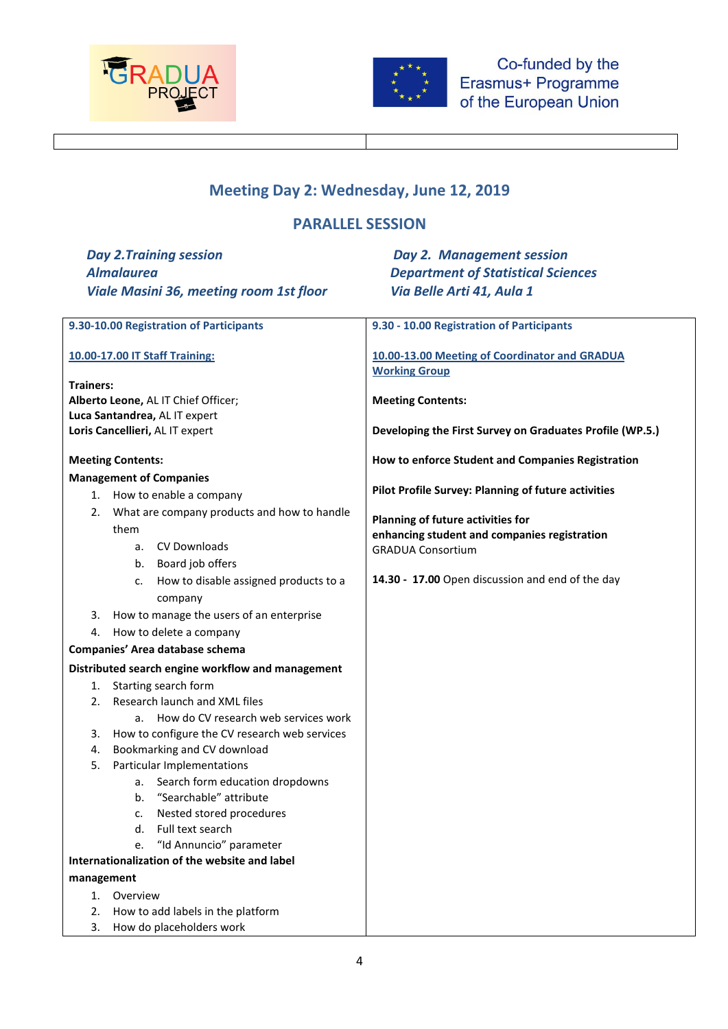## Meeting Day 2: Wednesday, June 12, 2019

### PARALLEL SESSION

| *Day 2. Training session*<br>*Almalaurea*<br>*Viale Masini 36, meeting room 1st floor* | *Day 2. Management session*<br>*Department of Statistical Sciences*<br>*Via Belle Arti 41, Aula 1* |
|---|---|
| **9.30-10.00 Registration of Participants**<br><br>**10.00-17.00 IT Staff Training:**<br><br>**Trainers:**<br>**Alberto Leone,** AL IT Chief Officer;<br>**Luca Santandrea,** AL IT expert<br>**Loris Cancellieri,** AL IT expert<br><br>**Meeting Contents:**<br>**Management of Companies**<br>1. How to enable a company<br>2. What are company products and how to handle them<br>&nbsp;&nbsp;&nbsp;&nbsp;a. CV Downloads<br>&nbsp;&nbsp;&nbsp;&nbsp;b. Board job offers<br>&nbsp;&nbsp;&nbsp;&nbsp;c. How to disable assigned products to a company<br>3. How to manage the users of an enterprise<br>4. How to delete a company<br>**Companies' Area database schema**<br>**Distributed search engine workflow and management**<br>1. Starting search form<br>2. Research launch and XML files<br>&nbsp;&nbsp;&nbsp;&nbsp;a. How do CV research web services work<br>3. How to configure the CV research web services<br>4. Bookmarking and CV download<br>5. Particular Implementations<br>&nbsp;&nbsp;&nbsp;&nbsp;a. Search form education dropdowns<br>&nbsp;&nbsp;&nbsp;&nbsp;b. "Searchable" attribute<br>&nbsp;&nbsp;&nbsp;&nbsp;c. Nested stored procedures<br>&nbsp;&nbsp;&nbsp;&nbsp;d. Full text search<br>&nbsp;&nbsp;&nbsp;&nbsp;e. "Id Annuncio" parameter<br>**Internationalization of the website and label management**<br>1. Overview<br>2. How to add labels in the platform<br>3. How do placeholders work | **9.30 - 10.00 Registration of Participants**<br><br>**10.00-13.00 Meeting of Coordinator and GRADUA Working Group**<br><br>**Meeting Contents:**<br><br>**Developing the First Survey on Graduates Profile (WP.5.)**<br><br>**How to enforce Student and Companies Registration**<br><br>**Pilot Profile Survey: Planning of future activities**<br><br>**Planning of future activities for enhancing student and companies registration**<br>GRADUA Consortium<br><br>**14.30 - 17.00** Open discussion and end of the day |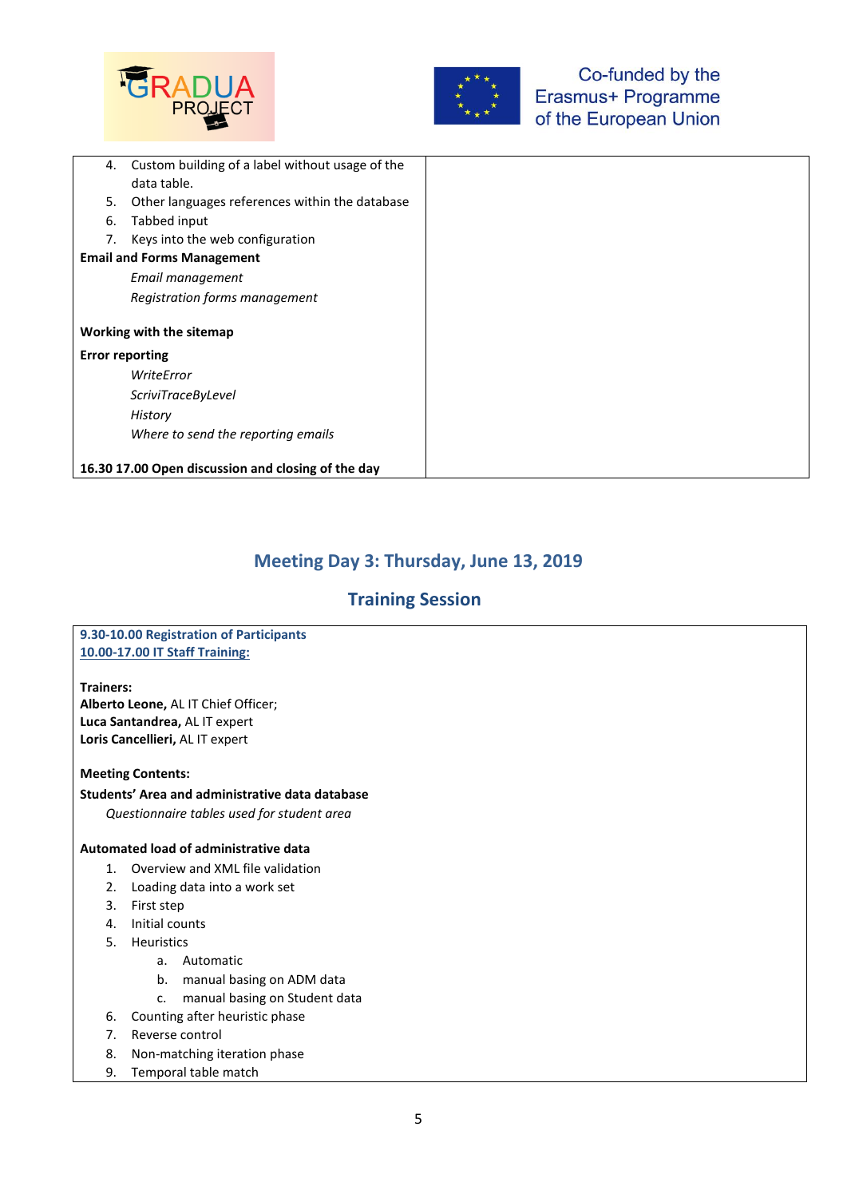| | |
|---|---|
| 4. Custom building of a label without usage of the data table.<br>5. Other languages references within the database<br>6. Tabbed input<br>7. Keys into the web configuration<br>**Email and Forms Management**<br>*Email management*<br>*Registration forms management*<br><br>**Working with the sitemap**<br>**Error reporting**<br>*WriteError*<br>*ScriviTraceByLevel*<br>*History*<br>*Where to send the reporting emails*<br><br>**16.30 17.00 Open discussion and closing of the day** | |

## Meeting Day 3: Thursday, June 13, 2019

## Training Session

**9.30-10.00 Registration of Participants**
**10.00-17.00 IT Staff Training:**

**Trainers:**
**Alberto Leone,** AL IT Chief Officer;
**Luca Santandrea,** AL IT expert
**Loris Cancellieri,** AL IT expert

**Meeting Contents:**
**Students' Area and administrative data database**
*Questionnaire tables used for student area*

**Automated load of administrative data**
1. Overview and XML file validation
2. Loading data into a work set
3. First step
4. Initial counts
5. Heuristics
   a. Automatic
   b. manual basing on ADM data
   c. manual basing on Student data
6. Counting after heuristic phase
7. Reverse control
8. Non-matching iteration phase
9. Temporal table match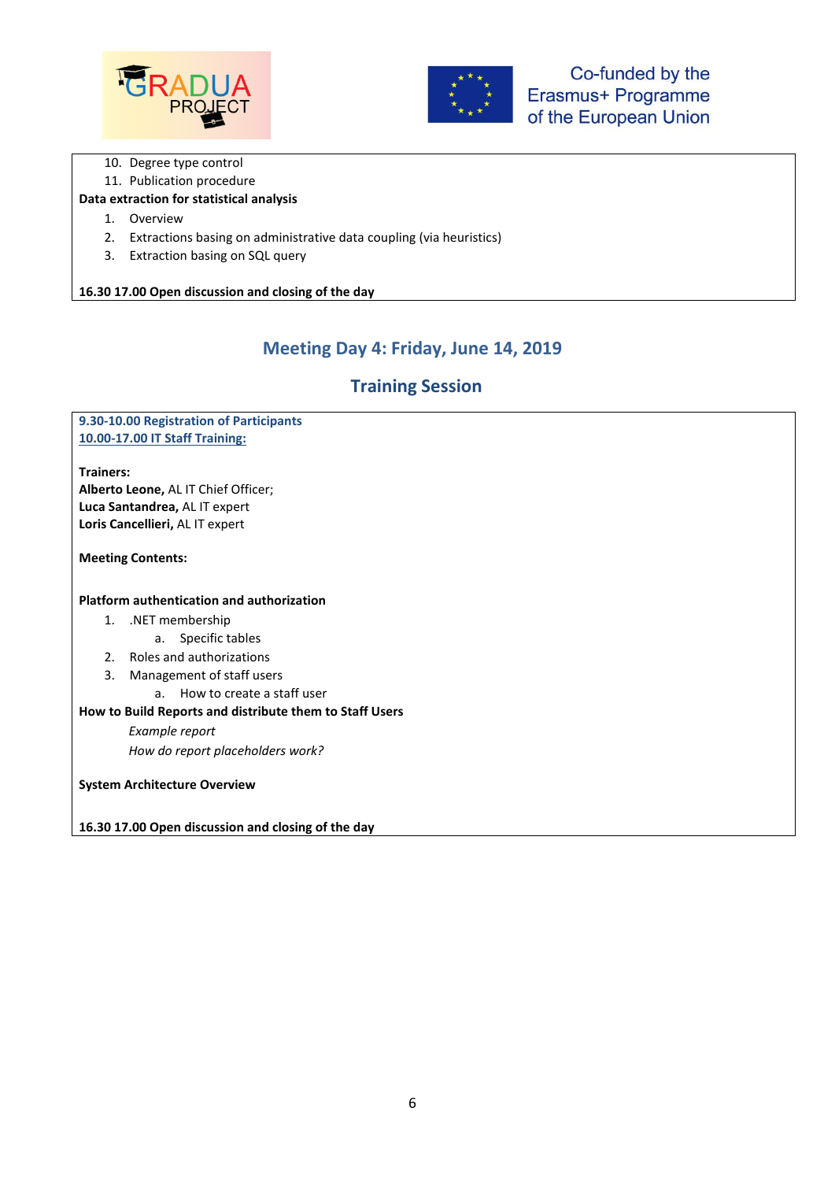10. Degree type control
11. Publication procedure

**Data extraction for statistical analysis**

1. Overview
2. Extractions basing on administrative data coupling (via heuristics)
3. Extraction basing on SQL query

**16.30 17.00 Open discussion and closing of the day**

## Meeting Day 4: Friday, June 14, 2019

## Training Session

**9.30-10.00 Registration of Participants**
**10.00-17.00 IT Staff Training:**

**Trainers:**
**Alberto Leone,** AL IT Chief Officer;
**Luca Santandrea,** AL IT expert
**Loris Cancellieri,** AL IT expert

**Meeting Contents:**

**Platform authentication and authorization**

1. .NET membership
   a. Specific tables
2. Roles and authorizations
3. Management of staff users
   a. How to create a staff user

**How to Build Reports and distribute them to Staff Users**

*Example report*
*How do report placeholders work?*

**System Architecture Overview**

**16.30 17.00 Open discussion and closing of the day**